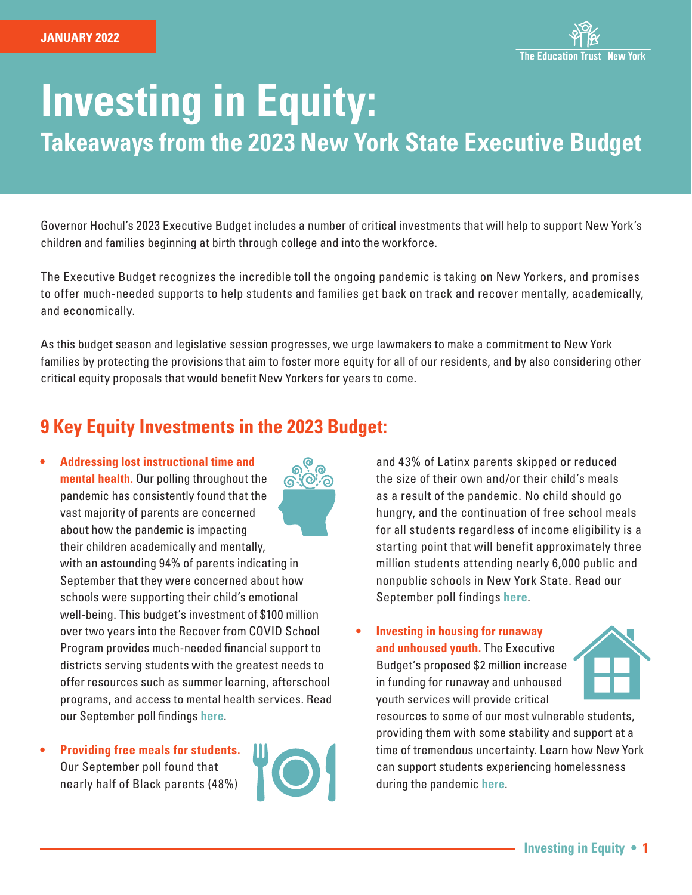JANUARY 2022

The Education Trust–New York

# Investing in Equity:

## Takeaways from the 2023 New York State Executive Budget

Governor Hochul's 2023 Executive Budget includes a number of critical investments that will help to support New York's children and families beginning at birth through college and into the workforce.

The Executive Budget recognizes the incredible toll the ongoing pandemic is taking on New Yorkers, and promises to offer much-needed supports to help students and families get back on track and recover mentally, academically, and economically.

As this budget season and legislative session progresses, we urge lawmakers to make a commitment to New York families by protecting the provisions that aim to foster more equity for all of our residents, and by also considering other critical equity proposals that would benefit New Yorkers for years to come.

## 9 Key Equity Investments in the 2023 Budget:

- **Addressing lost instructional time and mental health.** Our polling throughout the pandemic has consistently found that the vast majority of parents are concerned about how the pandemic is impacting their children academically and mentally, with an astounding 94% of parents indicating in September that they were concerned about how schools were supporting their child's emotional well-being. This budget's investment of $100 million over two years into the Recover from COVID School Program provides much-needed financial support to districts serving students with the greatest needs to offer resources such as summer learning, afterschool programs, and access to mental health services. Read our September poll findings here.

- **Providing free meals for students.** Our September poll found that nearly half of Black parents (48%) and 43% of Latinx parents skipped or reduced the size of their own and/or their child's meals as a result of the pandemic. No child should go hungry, and the continuation of free school meals for all students regardless of income eligibility is a starting point that will benefit approximately three million students attending nearly 6,000 public and nonpublic schools in New York State. Read our September poll findings here.

- **Investing in housing for runaway and unhoused youth.** The Executive Budget's proposed $2 million increase in funding for runaway and unhoused youth services will provide critical resources to some of our most vulnerable students, providing them with some stability and support at a time of tremendous uncertainty. Learn how New York can support students experiencing homelessness during the pandemic here.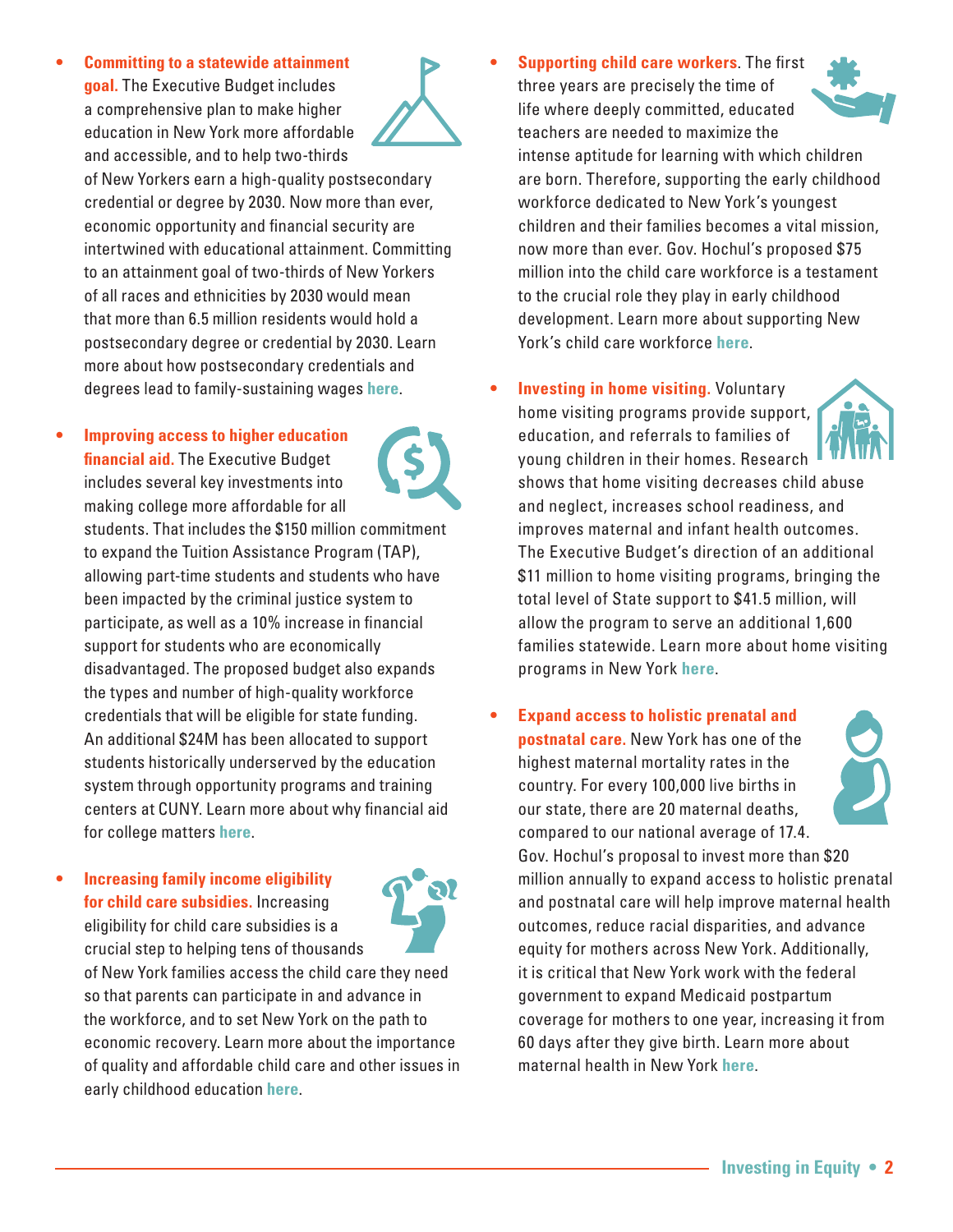- **Committing to a statewide attainment goal.** The Executive Budget includes a comprehensive plan to make higher education in New York more affordable and accessible, and to help two-thirds of New Yorkers earn a high-quality postsecondary credential or degree by 2030. Now more than ever, economic opportunity and financial security are intertwined with educational attainment. Committing to an attainment goal of two-thirds of New Yorkers of all races and ethnicities by 2030 would mean that more than 6.5 million residents would hold a postsecondary degree or credential by 2030. Learn more about how postsecondary credentials and degrees lead to family-sustaining wages **here**.

- **Improving access to higher education financial aid.** The Executive Budget includes several key investments into making college more affordable for all students. That includes the $150 million commitment to expand the Tuition Assistance Program (TAP), allowing part-time students and students who have been impacted by the criminal justice system to participate, as well as a 10% increase in financial support for students who are economically disadvantaged. The proposed budget also expands the types and number of high-quality workforce credentials that will be eligible for state funding. An additional $24M has been allocated to support students historically underserved by the education system through opportunity programs and training centers at CUNY. Learn more about why financial aid for college matters **here**.

- **Increasing family income eligibility for child care subsidies.** Increasing eligibility for child care subsidies is a crucial step to helping tens of thousands of New York families access the child care they need so that parents can participate in and advance in the workforce, and to set New York on the path to economic recovery. Learn more about the importance of quality and affordable child care and other issues in early childhood education **here**.

- **Supporting child care workers.** The first three years are precisely the time of life where deeply committed, educated teachers are needed to maximize the intense aptitude for learning with which children are born. Therefore, supporting the early childhood workforce dedicated to New York's youngest children and their families becomes a vital mission, now more than ever. Gov. Hochul's proposed $75 million into the child care workforce is a testament to the crucial role they play in early childhood development. Learn more about supporting New York's child care workforce **here**.

- **Investing in home visiting.** Voluntary home visiting programs provide support, education, and referrals to families of young children in their homes. Research shows that home visiting decreases child abuse and neglect, increases school readiness, and improves maternal and infant health outcomes. The Executive Budget's direction of an additional $11 million to home visiting programs, bringing the total level of State support to $41.5 million, will allow the program to serve an additional 1,600 families statewide. Learn more about home visiting programs in New York **here**.

- **Expand access to holistic prenatal and postnatal care.** New York has one of the highest maternal mortality rates in the country. For every 100,000 live births in our state, there are 20 maternal deaths, compared to our national average of 17.4. Gov. Hochul's proposal to invest more than $20 million annually to expand access to holistic prenatal and postnatal care will help improve maternal health outcomes, reduce racial disparities, and advance equity for mothers across New York. Additionally, it is critical that New York work with the federal government to expand Medicaid postpartum coverage for mothers to one year, increasing it from 60 days after they give birth. Learn more about maternal health in New York **here**.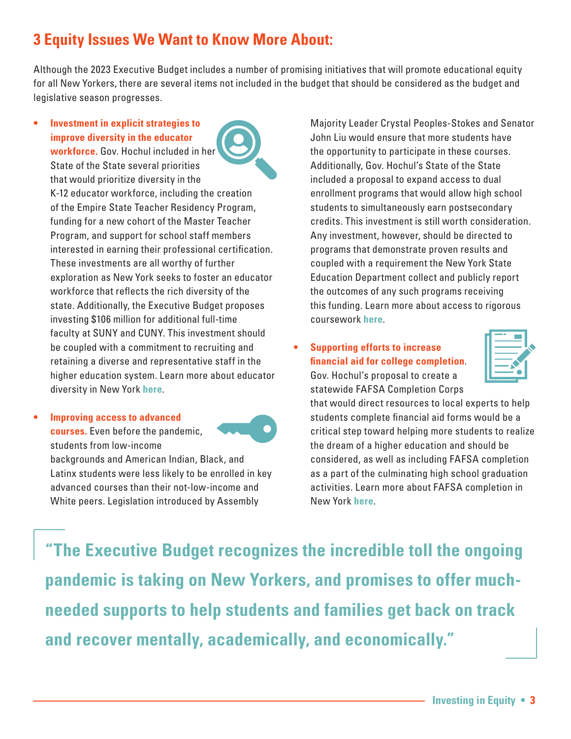## 3 Equity Issues We Want to Know More About:

Although the 2023 Executive Budget includes a number of promising initiatives that will promote educational equity for all New Yorkers, there are several items not included in the budget that should be considered as the budget and legislative season progresses.

- **Investment in explicit strategies to improve diversity in the educator workforce.** Gov. Hochul included in her State of the State several priorities that would prioritize diversity in the K-12 educator workforce, including the creation of the Empire State Teacher Residency Program, funding for a new cohort of the Master Teacher Program, and support for school staff members interested in earning their professional certification. These investments are all worthy of further exploration as New York seeks to foster an educator workforce that reflects the rich diversity of the state. Additionally, the Executive Budget proposes investing $106 million for additional full-time faculty at SUNY and CUNY. This investment should be coupled with a commitment to recruiting and retaining a diverse and representative staff in the higher education system. Learn more about educator diversity in New York **here**.

- **Improving access to advanced courses.** Even before the pandemic, students from low-income backgrounds and American Indian, Black, and Latinx students were less likely to be enrolled in key advanced courses than their not-low-income and White peers. Legislation introduced by Assembly Majority Leader Crystal Peoples-Stokes and Senator John Liu would ensure that more students have the opportunity to participate in these courses. Additionally, Gov. Hochul's State of the State included a proposal to expand access to dual enrollment programs that would allow high school students to simultaneously earn postsecondary credits. This investment is still worth consideration. Any investment, however, should be directed to programs that demonstrate proven results and coupled with a requirement the New York State Education Department collect and publicly report the outcomes of any such programs receiving this funding. Learn more about access to rigorous coursework **here**.

- **Supporting efforts to increase financial aid for college completion.** Gov. Hochul's proposal to create a statewide FAFSA Completion Corps that would direct resources to local experts to help students complete financial aid forms would be a critical step toward helping more students to realize the dream of a higher education and should be considered, as well as including FAFSA completion as a part of the culminating high school graduation activities. Learn more about FAFSA completion in New York **here**.

> **"The Executive Budget recognizes the incredible toll the ongoing pandemic is taking on New Yorkers, and promises to offer much-needed supports to help students and families get back on track and recover mentally, academically, and economically."**